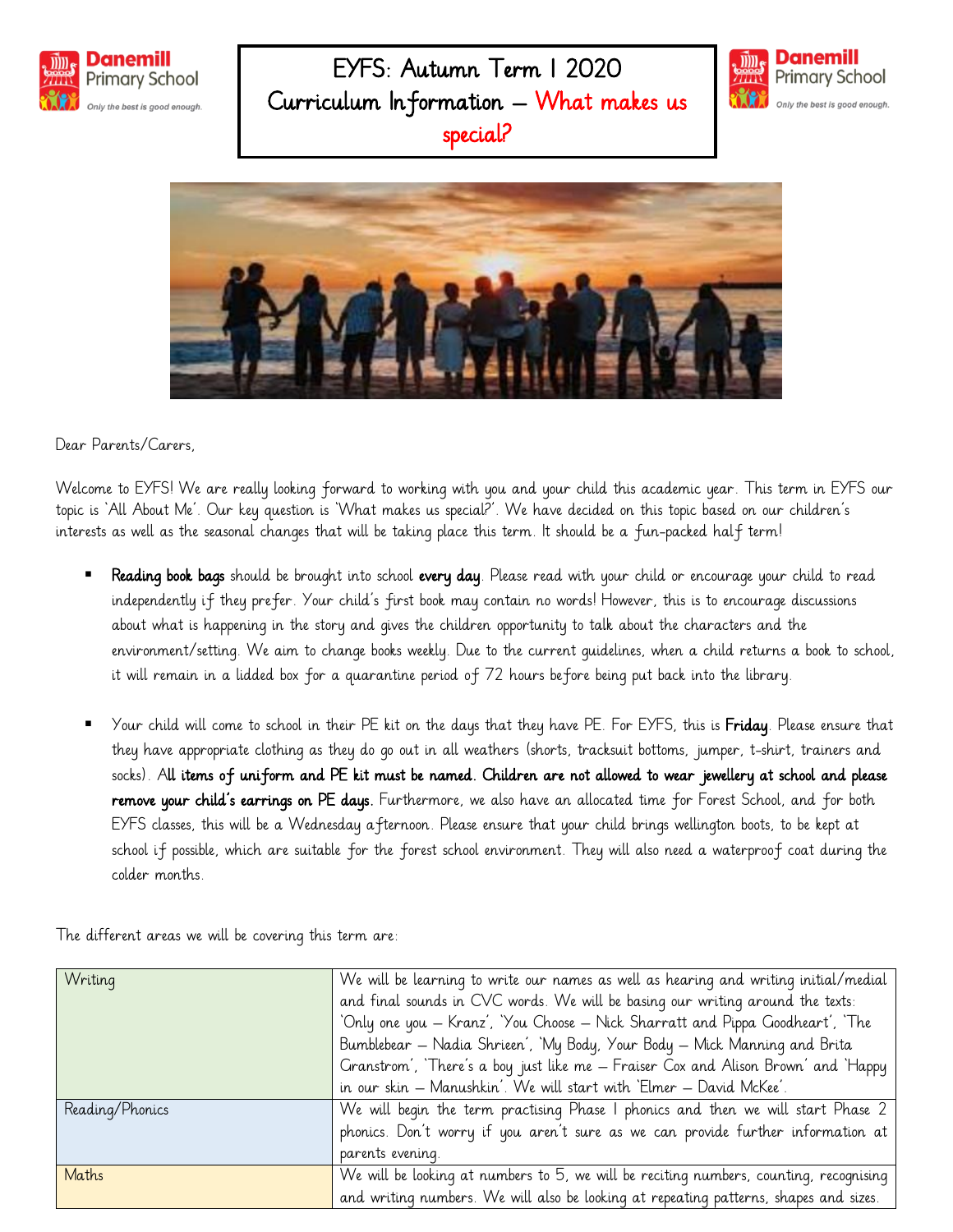# EYFS: Autumn Term 1 2020
## Curriculum Information – What makes us special?

Dear Parents/Carers,

Welcome to EYFS! We are really looking forward to working with you and your child this academic year. This term in EYFS our topic is 'All About Me'. Our key question is 'What makes us special?'. We have decided on this topic based on our children's interests as well as the seasonal changes that will be taking place this term. It should be a fun-packed half term!

- **Reading book bags** should be brought into school **every day**. Please read with your child or encourage your child to read independently if they prefer. Your child's first book may contain no words! However, this is to encourage discussions about what is happening in the story and gives the children opportunity to talk about the characters and the environment/setting. We aim to change books weekly. Due to the current guidelines, when a child returns a book to school, it will remain in a lidded box for a quarantine period of 72 hours before being put back into the library.

- Your child will come to school in their PE kit on the days that they have PE. For EYFS, this is **Friday**. Please ensure that they have appropriate clothing as they do go out in all weathers (shorts, tracksuit bottoms, jumper, t-shirt, trainers and socks). **All items of uniform and PE kit must be named. Children are not allowed to wear jewellery at school and please remove your child's earrings on PE days.** Furthermore, we also have an allocated time for Forest School, and for both EYFS classes, this will be a Wednesday afternoon. Please ensure that your child brings wellington boots, to be kept at school if possible, which are suitable for the forest school environment. They will also need a waterproof coat during the colder months.

The different areas we will be covering this term are:

| | |
|---|---|
| Writing | We will be learning to write our names as well as hearing and writing initial/medial and final sounds in CVC words. We will be basing our writing around the texts: 'Only one you – Kranz', 'You Choose – Nick Sharratt and Pippa Goodheart', 'The Bumblebear – Nadia Shrieen', 'My Body, Your Body – Mick Manning and Brita Granstrom', 'There's a boy just like me – Fraiser Cox and Alison Brown' and 'Happy in our skin – Manushkin'. We will start with 'Elmer – David McKee'. |
| Reading/Phonics | We will begin the term practising Phase 1 phonics and then we will start Phase 2 phonics. Don't worry if you aren't sure as we can provide further information at parents evening. |
| Maths | We will be looking at numbers to 5, we will be reciting numbers, counting, recognising and writing numbers. We will also be looking at repeating patterns, shapes and sizes. |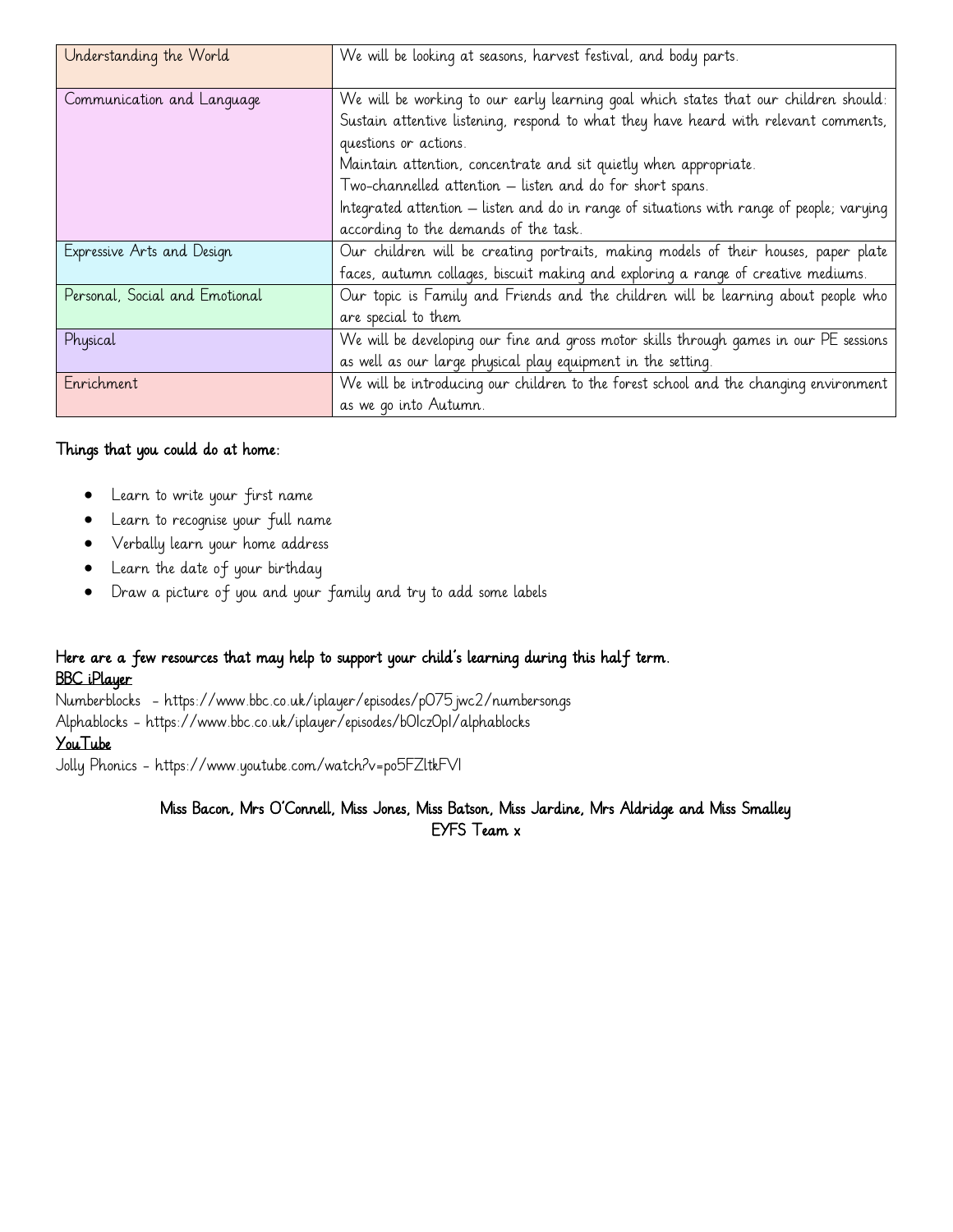| | |
|---|---|
| Understanding the World | We will be looking at seasons, harvest festival, and body parts. |
| Communication and Language | We will be working to our early learning goal which states that our children should: Sustain attentive listening, respond to what they have heard with relevant comments, questions or actions.<br>Maintain attention, concentrate and sit quietly when appropriate.<br>Two-channelled attention – listen and do for short spans.<br>Integrated attention – listen and do in range of situations with range of people; varying according to the demands of the task. |
| Expressive Arts and Design | Our children will be creating portraits, making models of their houses, paper plate faces, autumn collages, biscuit making and exploring a range of creative mediums. |
| Personal, Social and Emotional | Our topic is Family and Friends and the children will be learning about people who are special to them |
| Physical | We will be developing our fine and gross motor skills through games in our PE sessions as well as our large physical play equipment in the setting. |
| Enrichment | We will be introducing our children to the forest school and the changing environment as we go into Autumn. |

**Things that you could do at home:**

- Learn to write your first name
- Learn to recognise your full name
- Verbally learn your home address
- Learn the date of your birthday
- Draw a picture of you and your family and try to add some labels

**Here are a few resources that may help to support your child's learning during this half term.**

**BBC iPlayer**

Numberblocks - https://www.bbc.co.uk/iplayer/episodes/p075jwc2/numbersongs
Alphablocks - https://www.bbc.co.uk/iplayer/episodes/b01cz0p1/alphablocks

**YouTube**

Jolly Phonics - https://www.youtube.com/watch?v=po5FZltkFVI

**Miss Bacon, Mrs O'Connell, Miss Jones, Miss Batson, Miss Jardine, Mrs Aldridge and Miss Smalley**
**EYFS Team x**